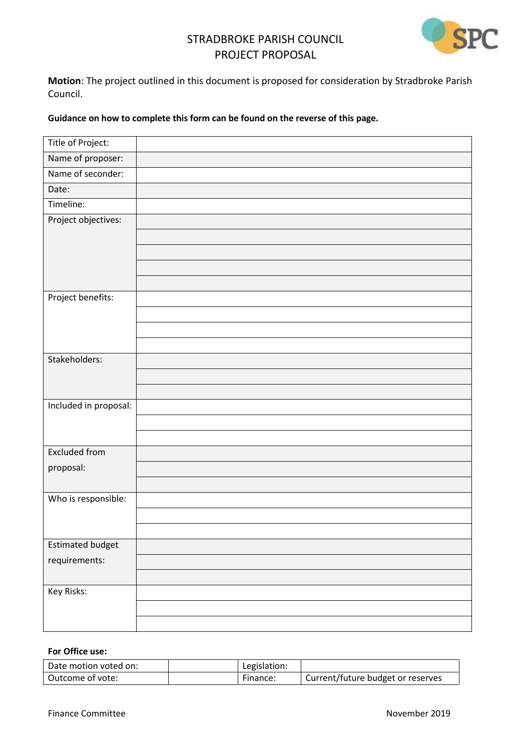# STRADBROKE PARISH COUNCIL
## PROJECT PROPOSAL

**Motion**: The project outlined in this document is proposed for consideration by Stradbroke Parish Council.

**Guidance on how to complete this form can be found on the reverse of this page.**

| | |
|---|---|
| Title of Project: | |
| Name of proposer: | |
| Name of seconder: | |
| Date: | |
| Timeline: | |
| Project objectives: | |
| | |
| | |
| | |
| | |
| Project benefits: | |
| | |
| | |
| | |
| Stakeholders: | |
| | |
| | |
| Included in proposal: | |
| | |
| | |
| Excluded from proposal: | |
| | |
| | |
| Who is responsible: | |
| | |
| | |
| Estimated budget requirements: | |
| | |
| | |
| Key Risks: | |
| | |
| | |

**For Office use:**

| | | | |
|---|---|---|---|
| Date motion voted on: | | Legislation: | |
| Outcome of vote: | | Finance: | Current/future budget or reserves |

Finance Committee November 2019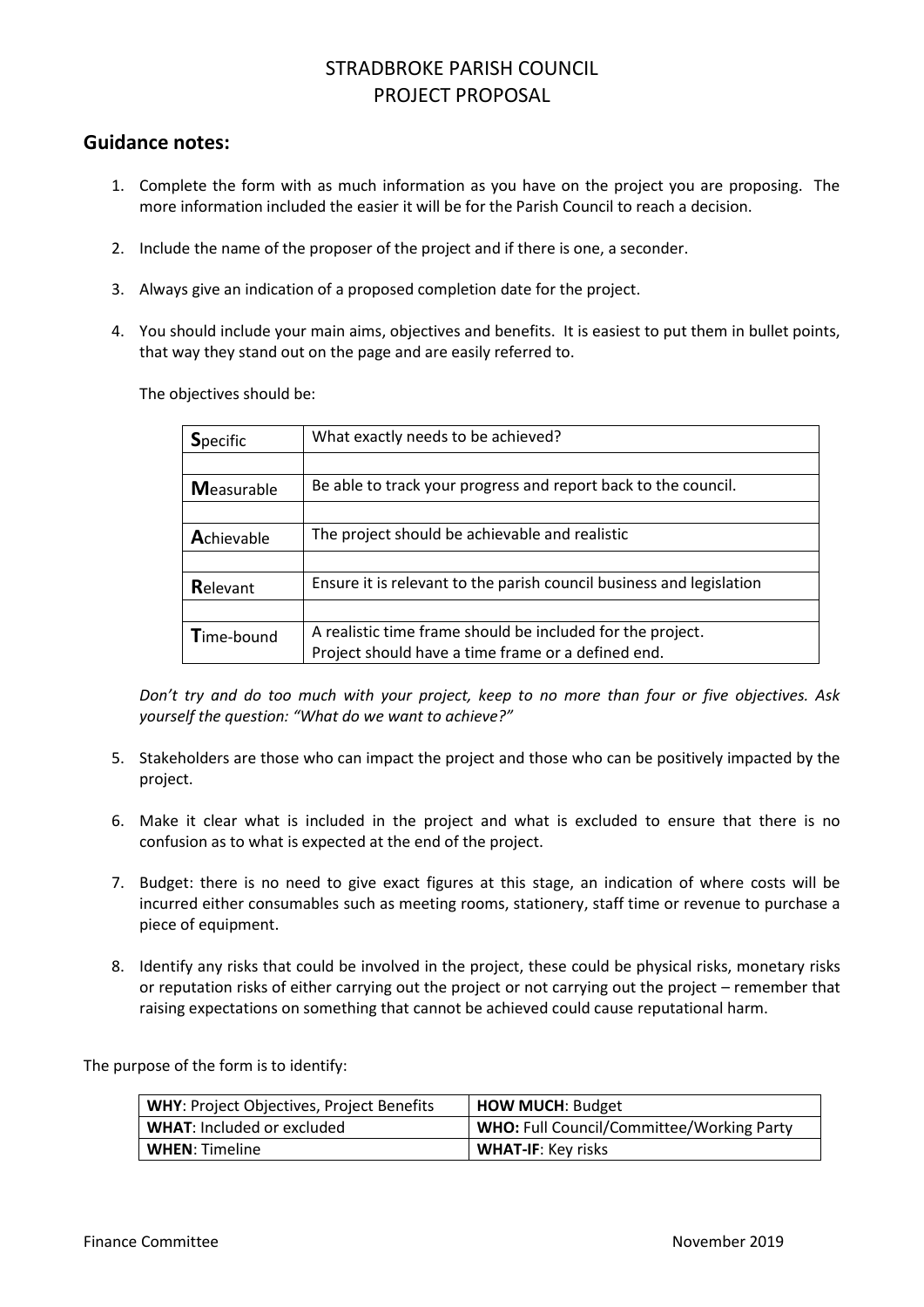# STRADBROKE PARISH COUNCIL
# PROJECT PROPOSAL

## Guidance notes:

1. Complete the form with as much information as you have on the project you are proposing. The more information included the easier it will be for the Parish Council to reach a decision.
2. Include the name of the proposer of the project and if there is one, a seconder.
3. Always give an indication of a proposed completion date for the project.
4. You should include your main aims, objectives and benefits. It is easiest to put them in bullet points, that way they stand out on the page and are easily referred to.

   The objectives should be:

   | | |
   |---|---|
   | **S**pecific | What exactly needs to be achieved? |
   | | |
   | **M**easurable | Be able to track your progress and report back to the council. |
   | | |
   | **A**chievable | The project should be achievable and realistic |
   | | |
   | **R**elevant | Ensure it is relevant to the parish council business and legislation |
   | | |
   | **T**ime-bound | A realistic time frame should be included for the project. Project should have a time frame or a defined end. |

   *Don't try and do too much with your project, keep to no more than four or five objectives. Ask yourself the question: "What do we want to achieve?"*

5. Stakeholders are those who can impact the project and those who can be positively impacted by the project.
6. Make it clear what is included in the project and what is excluded to ensure that there is no confusion as to what is expected at the end of the project.
7. Budget: there is no need to give exact figures at this stage, an indication of where costs will be incurred either consumables such as meeting rooms, stationery, staff time or revenue to purchase a piece of equipment.
8. Identify any risks that could be involved in the project, these could be physical risks, monetary risks or reputation risks of either carrying out the project or not carrying out the project – remember that raising expectations on something that cannot be achieved could cause reputational harm.

The purpose of the form is to identify:

| | |
|---|---|
| **WHY**: Project Objectives, Project Benefits | **HOW MUCH**: Budget |
| **WHAT**: Included or excluded | **WHO:** Full Council/Committee/Working Party |
| **WHEN**: Timeline | **WHAT-IF**: Key risks |

Finance Committee November 2019